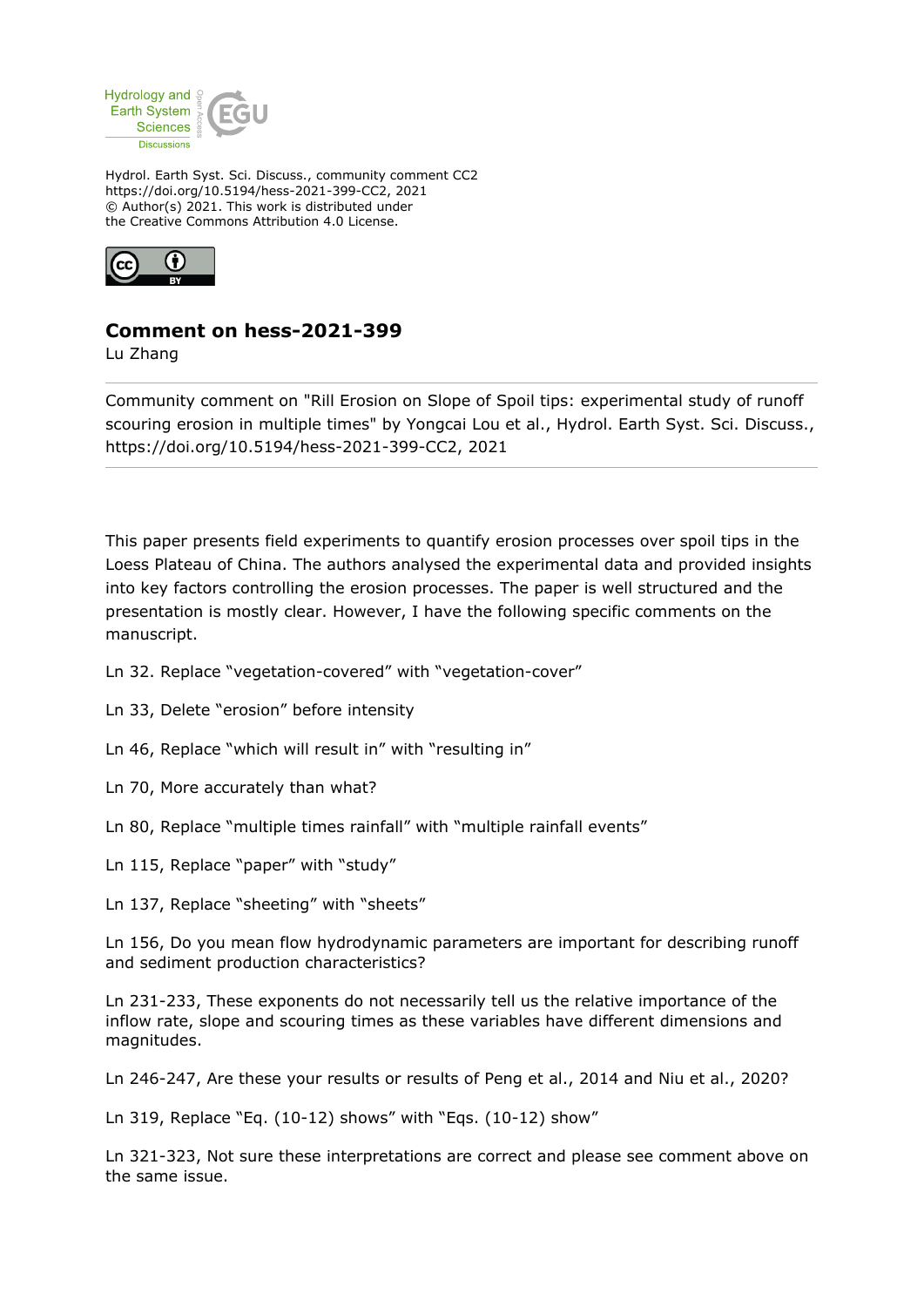Hydrol. Earth Syst. Sci. Discuss., community comment CC2
https://doi.org/10.5194/hess-2021-399-CC2, 2021
© Author(s) 2021. This work is distributed under
the Creative Commons Attribution 4.0 License.

# Comment on hess-2021-399

Lu Zhang

Community comment on "Rill Erosion on Slope of Spoil tips: experimental study of runoff scouring erosion in multiple times" by Yongcai Lou et al., Hydrol. Earth Syst. Sci. Discuss., https://doi.org/10.5194/hess-2021-399-CC2, 2021

---

This paper presents field experiments to quantify erosion processes over spoil tips in the Loess Plateau of China. The authors analysed the experimental data and provided insights into key factors controlling the erosion processes. The paper is well structured and the presentation is mostly clear. However, I have the following specific comments on the manuscript.

Ln 32. Replace "vegetation-covered" with "vegetation-cover"

Ln 33, Delete "erosion" before intensity

Ln 46, Replace "which will result in" with "resulting in"

Ln 70, More accurately than what?

Ln 80, Replace "multiple times rainfall" with "multiple rainfall events"

Ln 115, Replace "paper" with "study"

Ln 137, Replace "sheeting" with "sheets"

Ln 156, Do you mean flow hydrodynamic parameters are important for describing runoff and sediment production characteristics?

Ln 231-233, These exponents do not necessarily tell us the relative importance of the inflow rate, slope and scouring times as these variables have different dimensions and magnitudes.

Ln 246-247, Are these your results or results of Peng et al., 2014 and Niu et al., 2020?

Ln 319, Replace "Eq. (10-12) shows" with "Eqs. (10-12) show"

Ln 321-323, Not sure these interpretations are correct and please see comment above on the same issue.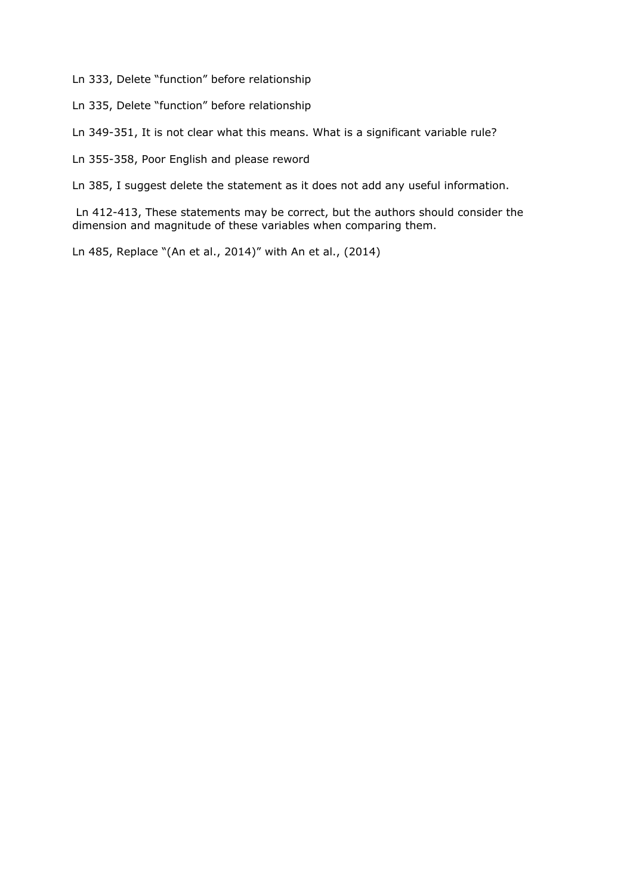Ln 333, Delete "function" before relationship

Ln 335, Delete "function" before relationship

Ln 349-351, It is not clear what this means. What is a significant variable rule?

Ln 355-358, Poor English and please reword

Ln 385, I suggest delete the statement as it does not add any useful information.

Ln 412-413, These statements may be correct, but the authors should consider the dimension and magnitude of these variables when comparing them.

Ln 485, Replace "(An et al., 2014)" with An et al., (2014)